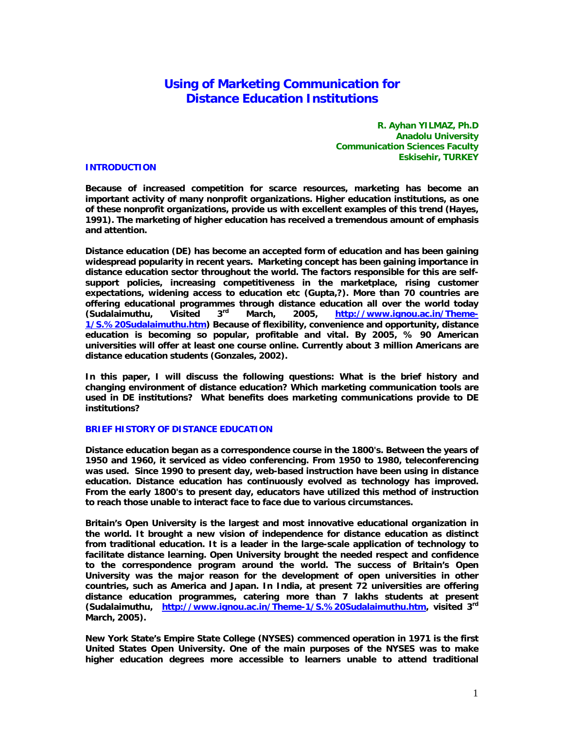# Using of Marketing Communication for Distance Education Institutions

**R. Ayhan YILMAZ, Ph.D**
**Anadolu University**
**Communication Sciences Faculty**
**Eskisehir, TURKEY**

## INTRODUCTION

**Because of increased competition for scarce resources, marketing has become an important activity of many nonprofit organizations. Higher education institutions, as one of these nonprofit organizations, provide us with excellent examples of this trend (Hayes, 1991). The marketing of higher education has received a tremendous amount of emphasis and attention.**

**Distance education (DE) has become an accepted form of education and has been gaining widespread popularity in recent years. Marketing concept has been gaining importance in distance education sector throughout the world. The factors responsible for this are self-support policies, increasing competitiveness in the marketplace, rising customer expectations, widening access to education etc (Gupta,?). More than 70 countries are offering educational programmes through distance education all over the world today (Sudalaimuthu, Visited 3rd March, 2005, [http://www.ignou.ac.in/Theme-1/S.%20Sudalaimuthu.htm](http://www.ignou.ac.in/Theme-1/S.%20Sudalaimuthu.htm)) Because of flexibility, convenience and opportunity, distance education is becoming so popular, profitable and vital. By 2005, % 90 American universities will offer at least one course online. Currently about 3 million Americans are distance education students (Gonzales, 2002).**

**In this paper, I will discuss the following questions: What is the brief history and changing environment of distance education? Which marketing communication tools are used in DE institutions? What benefits does marketing communications provide to DE institutions?**

## BRIEF HISTORY OF DISTANCE EDUCATION

**Distance education began as a correspondence course in the 1800's. Between the years of 1950 and 1960, it serviced as video conferencing. From 1950 to 1980, teleconferencing was used. Since 1990 to present day, web-based instruction have been using in distance education. Distance education has continuously evolved as technology has improved. From the early 1800's to present day, educators have utilized this method of instruction to reach those unable to interact face to face due to various circumstances.**

**Britain's Open University is the largest and most innovative educational organization in the world. It brought a new vision of independence for distance education as distinct from traditional education. It is a leader in the large-scale application of technology to facilitate distance learning. Open University brought the needed respect and confidence to the correspondence program around the world. The success of Britain's Open University was the major reason for the development of open universities in other countries, such as America and Japan. In India, at present 72 universities are offering distance education programmes, catering more than 7 lakhs students at present (Sudalaimuthu, [http://www.ignou.ac.in/Theme-1/S.%20Sudalaimuthu.htm](http://www.ignou.ac.in/Theme-1/S.%20Sudalaimuthu.htm), visited 3rd March, 2005).**

**New York State's Empire State College (NYSES) commenced operation in 1971 is the first United States Open University. One of the main purposes of the NYSES was to make higher education degrees more accessible to learners unable to attend traditional**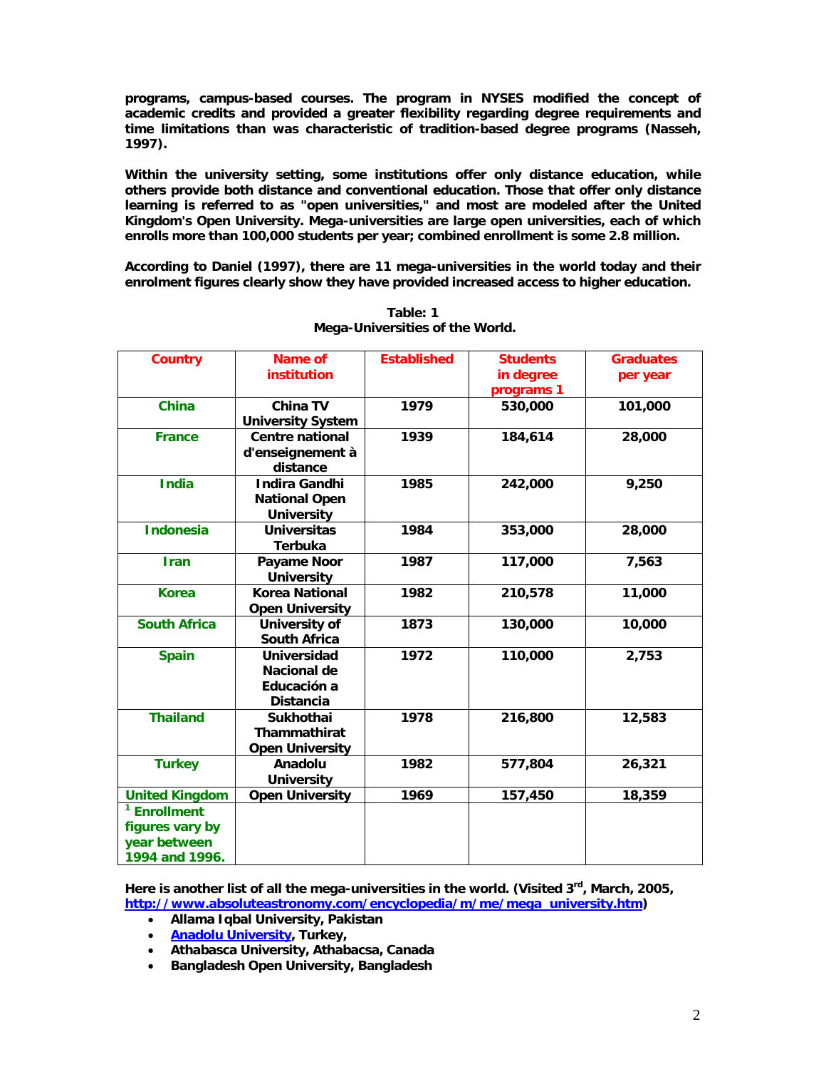**programs, campus-based courses. The program in NYSES modified the concept of academic credits and provided a greater flexibility regarding degree requirements and time limitations than was characteristic of tradition-based degree programs (Nasseh, 1997).**

**Within the university setting, some institutions offer only distance education, while others provide both distance and conventional education. Those that offer only distance learning is referred to as "open universities," and most are modeled after the United Kingdom's Open University. Mega-universities are large open universities, each of which enrolls more than 100,000 students per year; combined enrollment is some 2.8 million.**

**According to Daniel (1997), there are 11 mega-universities in the world today and their enrolment figures clearly show they have provided increased access to higher education.**

**Table: 1**
**Mega-Universities of the World.**

| Country | Name of institution | Established | Students in degree programs 1 | Graduates per year |
|---|---|---|---|---|
| China | China TV University System | 1979 | 530,000 | 101,000 |
| France | Centre national d'enseignement à distance | 1939 | 184,614 | 28,000 |
| India | Indira Gandhi National Open University | 1985 | 242,000 | 9,250 |
| Indonesia | Universitas Terbuka | 1984 | 353,000 | 28,000 |
| Iran | Payame Noor University | 1987 | 117,000 | 7,563 |
| Korea | Korea National Open University | 1982 | 210,578 | 11,000 |
| South Africa | University of South Africa | 1873 | 130,000 | 10,000 |
| Spain | Universidad Nacional de Educación a Distancia | 1972 | 110,000 | 2,753 |
| Thailand | Sukhothai Thammathirat Open University | 1978 | 216,800 | 12,583 |
| Turkey | Anadolu University | 1982 | 577,804 | 26,321 |
| United Kingdom | Open University | 1969 | 157,450 | 18,359 |
| [1] Enrollment figures vary by year between 1994 and 1996. | | | | |

**Here is another list of all the mega-universities in the world. (Visited 3rd, March, 2005, http://www.absoluteastronomy.com/encyclopedia/m/me/mega_university.htm)**

- **Allama Iqbal University, Pakistan**
- **Anadolu University, Turkey,**
- **Athabasca University, Athabacsa, Canada**
- **Bangladesh Open University, Bangladesh**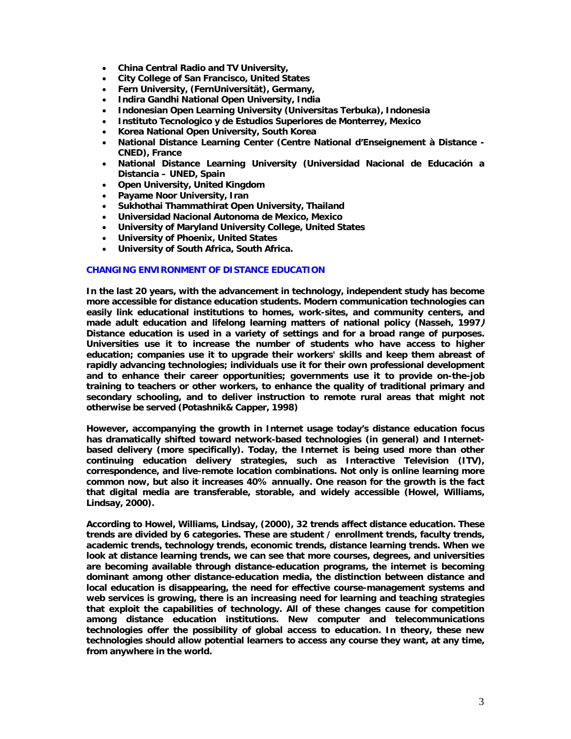- **China Central Radio and TV University,**
- **City College of San Francisco, United States**
- **Fern University, (FernUniversität), Germany,**
- **Indira Gandhi National Open University, India**
- **Indonesian Open Learning University (Universitas Terbuka), Indonesia**
- **Instituto Tecnologico y de Estudios Superiores de Monterrey, Mexico**
- **Korea National Open University, South Korea**
- **National Distance Learning Center (Centre National d'Enseignement à Distance - CNED), France**
- **National Distance Learning University (Universidad Nacional de Educación a Distancia – UNED, Spain**
- **Open University, United Kingdom**
- **Payame Noor University, Iran**
- **Sukhothai Thammathirat Open University, Thailand**
- **Universidad Nacional Autonoma de Mexico, Mexico**
- **University of Maryland University College, United States**
- **University of Phoenix, United States**
- **University of South Africa, South Africa.**

## CHANGING ENVIRONMENT OF DISTANCE EDUCATION

**In the last 20 years, with the advancement in technology, independent study has become more accessible for distance education students. Modern communication technologies can easily link educational institutions to homes, work-sites, and community centers, and made adult education and lifelong learning matters of national policy (Nasseh, 1997*)* Distance education is used in a variety of settings and for a broad range of purposes. Universities use it to increase the number of students who have access to higher education; companies use it to upgrade their workers' skills and keep them abreast of rapidly advancing technologies; individuals use it for their own professional development and to enhance their career opportunities; governments use it to provide on-the-job training to teachers or other workers, to enhance the quality of traditional primary and secondary schooling, and to deliver instruction to remote rural areas that might not otherwise be served (Potashnik& Capper, 1998)**

**However, accompanying the growth in Internet usage today's distance education focus has dramatically shifted toward network-based technologies (in general) and Internet-based delivery (more specifically). Today, the Internet is being used more than other continuing education delivery strategies, such as Interactive Television (ITV), correspondence, and live-remote location combinations. Not only is online learning more common now, but also it increases 40% annually. One reason for the growth is the fact that digital media are transferable, storable, and widely accessible (Howel, Williams, Lindsay, 2000).**

**According to Howel, Williams, Lindsay, (2000), 32 trends affect distance education. These trends are divided by 6 categories. These are student / enrollment trends, faculty trends, academic trends, technology trends, economic trends, distance learning trends. When we look at distance learning trends, we can see that more courses, degrees, and universities are becoming available through distance-education programs*,* the internet is becoming dominant among other distance-education media, the distinction between distance and local education is disappearing, the need for effective course-management systems and web services is growing, there is an increasing need for learning and teaching strategies that exploit the capabilities of technology. All of these changes cause for competition among distance education institutions. New computer and telecommunications technologies offer the possibility of global access to education. In theory, these new technologies should allow potential learners to access any course they want, at any time, from anywhere in the world.**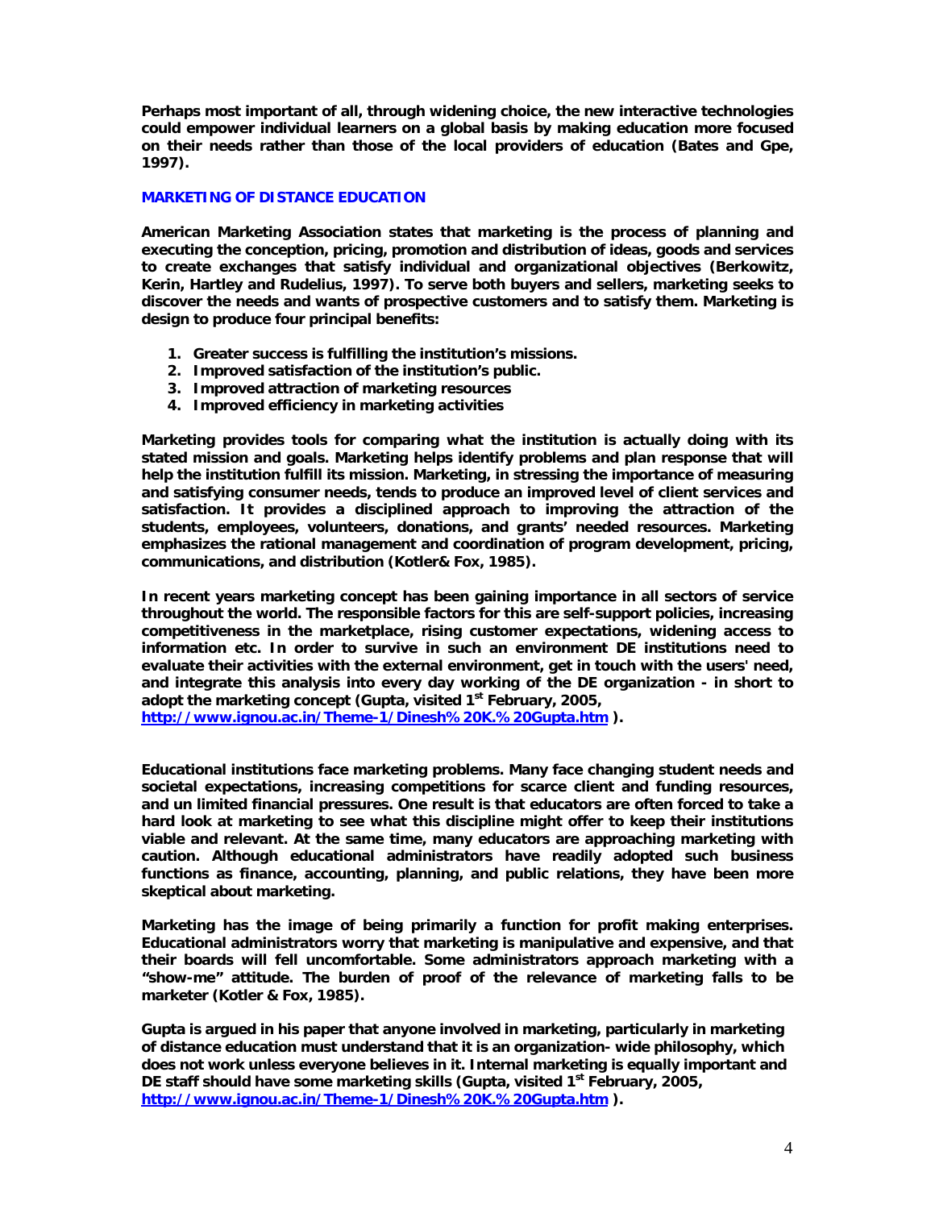**Perhaps most important of all, through widening choice, the new interactive technologies could empower individual learners on a global basis by making education more focused on their needs rather than those of the local providers of education (Bates and Gpe, 1997).**

## MARKETING OF DISTANCE EDUCATION

**American Marketing Association states that marketing is the process of planning and executing the conception, pricing, promotion and distribution of ideas, goods and services to create exchanges that satisfy individual and organizational objectives (Berkowitz, Kerin, Hartley and Rudelius, 1997). To serve both buyers and sellers, marketing seeks to discover the needs and wants of prospective customers and to satisfy them. Marketing is design to produce four principal benefits:**

1. **Greater success is fulfilling the institution's missions.**
2. **Improved satisfaction of the institution's public.**
3. **Improved attraction of marketing resources**
4. **Improved efficiency in marketing activities**

**Marketing provides tools for comparing what the institution is actually doing with its stated mission and goals. Marketing helps identify problems and plan response that will help the institution fulfill its mission. Marketing, in stressing the importance of measuring and satisfying consumer needs, tends to produce an improved level of client services and satisfaction. It provides a disciplined approach to improving the attraction of the students, employees, volunteers, donations, and grants' needed resources. Marketing emphasizes the rational management and coordination of program development, pricing, communications, and distribution (Kotler& Fox, 1985).**

**In recent years marketing concept has been gaining importance in all sectors of service throughout the world. The responsible factors for this are self-support policies, increasing competitiveness in the marketplace, rising customer expectations, widening access to information etc. In order to survive in such an environment DE institutions need to evaluate their activities with the external environment, get in touch with the users' need, and integrate this analysis into every day working of the DE organization - in short to adopt the marketing concept (Gupta, visited 1st February, 2005, http://www.ignou.ac.in/Theme-1/Dinesh%20K.%20Gupta.htm ).**

**Educational institutions face marketing problems. Many face changing student needs and societal expectations, increasing competitions for scarce client and funding resources, and un limited financial pressures. One result is that educators are often forced to take a hard look at marketing to see what this discipline might offer to keep their institutions viable and relevant. At the same time, many educators are approaching marketing with caution. Although educational administrators have readily adopted such business functions as finance, accounting, planning, and public relations, they have been more skeptical about marketing.**

**Marketing has the image of being primarily a function for profit making enterprises. Educational administrators worry that marketing is manipulative and expensive, and that their boards will fell uncomfortable. Some administrators approach marketing with a "show-me" attitude. The burden of proof of the relevance of marketing falls to be marketer (Kotler & Fox, 1985).**

**Gupta is argued in his paper that anyone involved in marketing, particularly in marketing of distance education must understand that it is an organization- wide philosophy, which does not work unless everyone believes in it. Internal marketing is equally important and DE staff should have some marketing skills (Gupta, visited 1st February, 2005, http://www.ignou.ac.in/Theme-1/Dinesh%20K.%20Gupta.htm ).**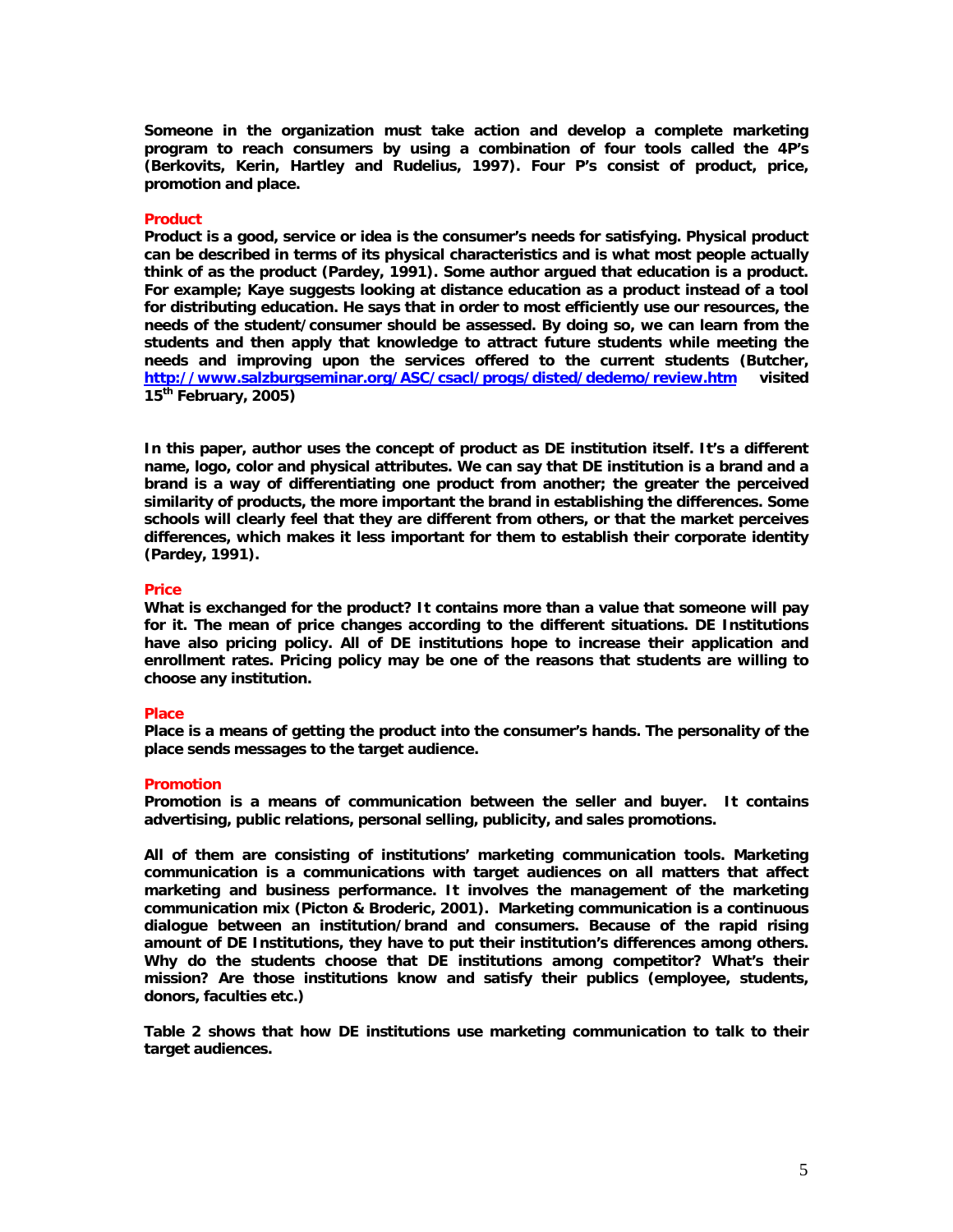**Someone in the organization must take action and develop a complete marketing program to reach consumers by using a combination of four tools called the 4P's (Berkovits, Kerin, Hartley and Rudelius, 1997). Four P's consist of product, price, promotion and place.**

### Product

**Product is a good, service or idea is the consumer's needs for satisfying. Physical product can be described in terms of its physical characteristics and is what most people actually think of as the product (Pardey, 1991). Some author argued that education is a product. For example; Kaye suggests looking at distance education as a product instead of a tool for distributing education. He says that in order to most efficiently use our resources, the needs of the student/consumer should be assessed. By doing so, we can learn from the students and then apply that knowledge to attract future students while meeting the needs and improving upon the services offered to the current students (Butcher, [http://www.salzburgseminar.org/ASC/csacl/progs/disted/dedemo/review.htm](http://www.salzburgseminar.org/ASC/csacl/progs/disted/dedemo/review.htm) visited 15th February, 2005)**

**In this paper, author uses the concept of product as DE institution itself. It's a different name, logo, color and physical attributes. We can say that DE institution is a brand and a brand is a way of differentiating one product from another; the greater the perceived similarity of products, the more important the brand in establishing the differences. Some schools will clearly feel that they are different from others, or that the market perceives differences, which makes it less important for them to establish their corporate identity (Pardey, 1991).**

### Price

**What is exchanged for the product? It contains more than a value that someone will pay for it. The mean of price changes according to the different situations. DE Institutions have also pricing policy. All of DE institutions hope to increase their application and enrollment rates. Pricing policy may be one of the reasons that students are willing to choose any institution.**

### Place

**Place is a means of getting the product into the consumer's hands. The personality of the place sends messages to the target audience.**

### Promotion

**Promotion is a means of communication between the seller and buyer. It contains advertising, public relations, personal selling, publicity, and sales promotions.**

**All of them are consisting of institutions' marketing communication tools. Marketing communication is a communications with target audiences on all matters that affect marketing and business performance. It involves the management of the marketing communication mix (Picton & Broderic, 2001). Marketing communication is a continuous dialogue between an institution/brand and consumers. Because of the rapid rising amount of DE Institutions, they have to put their institution's differences among others. Why do the students choose that DE institutions among competitor? What's their mission? Are those institutions know and satisfy their publics (employee, students, donors, faculties etc.)**

**Table 2 shows that how DE institutions use marketing communication to talk to their target audiences.**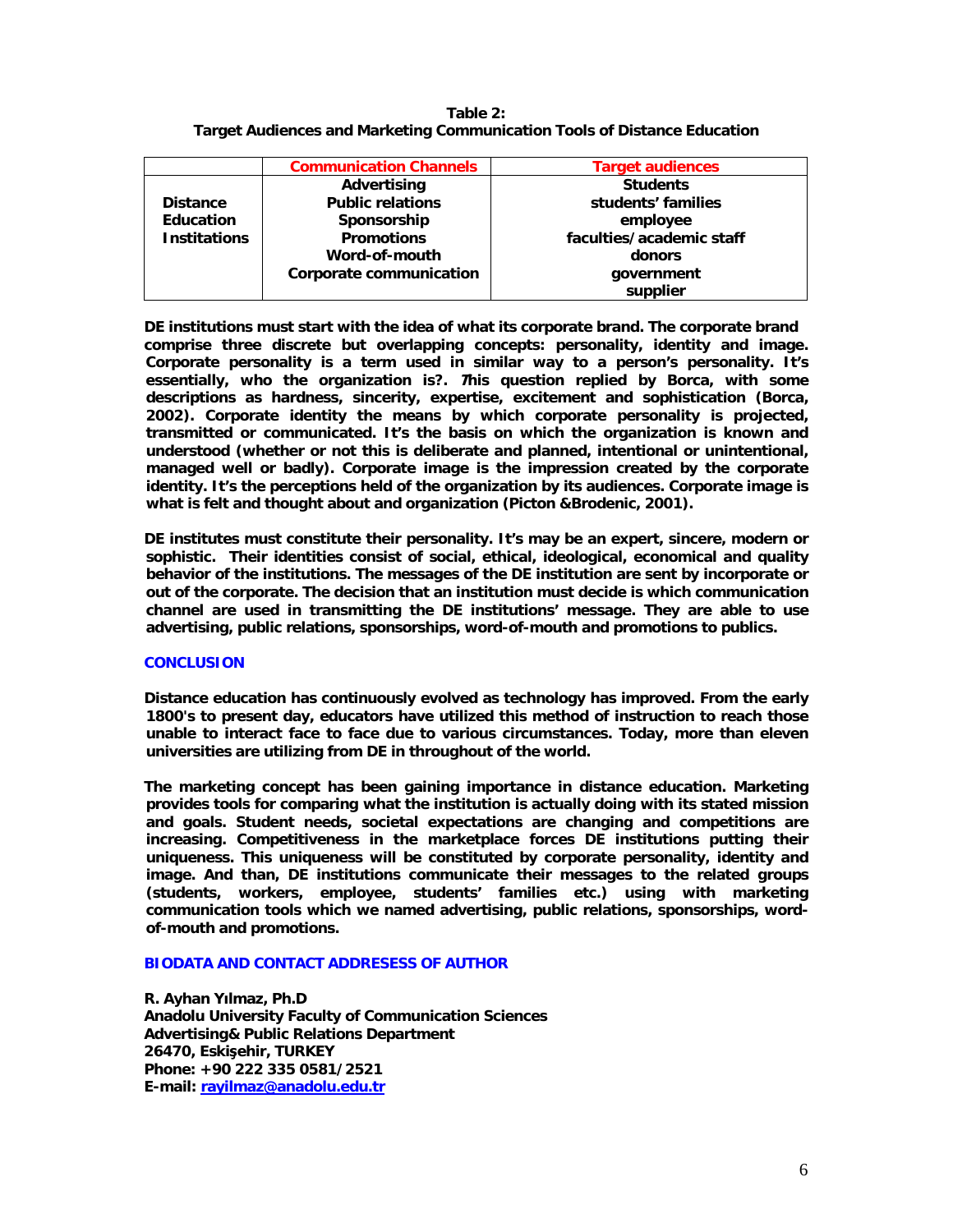**Table 2:**
**Target Audiences and Marketing Communication Tools of Distance Education**

| | Communication Channels | Target audiences |
|---|---|---|
| Distance Education Institations | Advertising<br>Public relations<br>Sponsorship<br>Promotions<br>Word-of-mouth<br>Corporate communication | Students<br>students' families<br>employee<br>faculties/academic staff<br>donors<br>government<br>supplier |

DE institutions must start with the idea of what its corporate brand. The corporate brand comprise three discrete but overlapping concepts: personality, identity and image. Corporate personality is a term used in similar way to a person's personality. It's essentially, who the organization is?. This question replied by Borca, with some descriptions as hardness, sincerity, expertise, excitement and sophistication (Borca, 2002). Corporate identity the means by which corporate personality is projected, transmitted or communicated. It's the basis on which the organization is known and understood (whether or not this is deliberate and planned, intentional or unintentional, managed well or badly). Corporate image is the impression created by the corporate identity. It's the perceptions held of the organization by its audiences. Corporate image is what is felt and thought about and organization (Picton &Brodenic, 2001).

DE institutes must constitute their personality. It's may be an expert, sincere, modern or sophistic. Their identities consist of social, ethical, ideological, economical and quality behavior of the institutions. The messages of the DE institution are sent by incorporate or out of the corporate. The decision that an institution must decide is which communication channel are used in transmitting the DE institutions' message. They are able to use advertising, public relations, sponsorships, word-of-mouth and promotions to publics.

## CONCLUSION

Distance education has continuously evolved as technology has improved. From the early 1800's to present day, educators have utilized this method of instruction to reach those unable to interact face to face due to various circumstances. Today, more than eleven universities are utilizing from DE in throughout of the world.

The marketing concept has been gaining importance in distance education. Marketing provides tools for comparing what the institution is actually doing with its stated mission and goals. Student needs, societal expectations are changing and competitions are increasing. Competitiveness in the marketplace forces DE institutions putting their uniqueness. This uniqueness will be constituted by corporate personality, identity and image. And than, DE institutions communicate their messages to the related groups (students, workers, employee, students' families etc.) using with marketing communication tools which we named advertising, public relations, sponsorships, word-of-mouth and promotions.

## BIODATA AND CONTACT ADDRESESS OF AUTHOR

**R. Ayhan Yılmaz, Ph.D**
**Anadolu University Faculty of Communication Sciences**
**Advertising& Public Relations Department**
**26470, Eskişehir, TURKEY**
**Phone: +90 222 335 0581/2521**
**E-mail: rayilmaz@anadolu.edu.tr**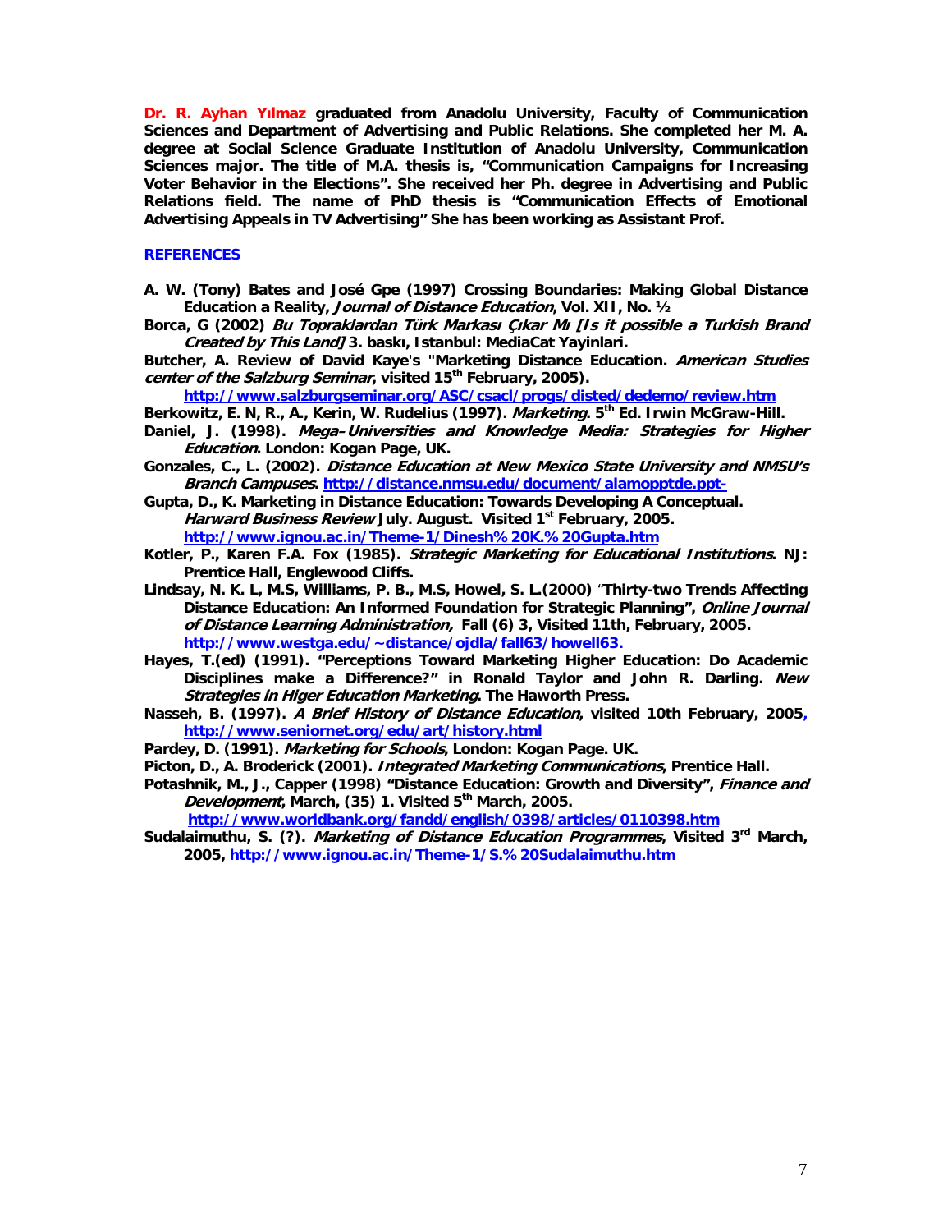**Dr. R. Ayhan Yılmaz graduated from Anadolu University, Faculty of Communication Sciences and Department of Advertising and Public Relations. She completed her M. A. degree at Social Science Graduate Institution of Anadolu University, Communication Sciences major. The title of M.A. thesis is, "Communication Campaigns for Increasing Voter Behavior in the Elections". She received her Ph. degree in Advertising and Public Relations field. The name of PhD thesis is "Communication Effects of Emotional Advertising Appeals in TV Advertising" She has been working as Assistant Prof.**

## REFERENCES

**A. W. (Tony) Bates and José Gpe (1997) Crossing Boundaries: Making Global Distance Education a Reality, *Journal of Distance Education*, Vol. XII, No. ½**

**Borca, G (2002) *Bu Topraklardan Türk Markası Çıkar Mı [Is it possible a Turkish Brand Created by This Land]* 3. baskı, Istanbul: MediaCat Yayinlari.**

**Butcher, A. Review of David Kaye's "Marketing Distance Education. *American Studies center of the Salzburg Seminar*, visited 15th February, 2005). http://www.salzburgseminar.org/ASC/csacl/progs/disted/dedemo/review.htm**

**Berkowitz, E. N, R., A., Kerin, W. Rudelius (1997). *Marketing*. 5th Ed. Irwin McGraw-Hill.**

**Daniel, J. (1998). *Mega-Universities and Knowledge Media: Strategies for Higher Education*. London: Kogan Page, UK.**

**Gonzales, C., L. (2002). *Distance Education at New Mexico State University and NMSU's Branch Campuses*. http://distance.nmsu.edu/document/alamopptde.ppt-**

**Gupta, D., K. Marketing in Distance Education: Towards Developing A Conceptual. *Harward Business Review* July. August. Visited 1st February, 2005. http://www.ignou.ac.in/Theme-1/Dinesh%20K.%20Gupta.htm**

**Kotler, P., Karen F.A. Fox (1985). *Strategic Marketing for Educational Institutions*. NJ: Prentice Hall, Englewood Cliffs.**

**Lindsay, N. K. L, M.S, Williams, P. B., M.S, Howel, S. L.(2000) "Thirty-two Trends Affecting Distance Education: An Informed Foundation for Strategic Planning", *Online Journal of Distance Learning Administration,* Fall (6) 3, Visited 11th, February, 2005. http://www.westga.edu/~distance/ojdla/fall63/howell63.**

**Hayes, T.(ed) (1991). "Perceptions Toward Marketing Higher Education: Do Academic Disciplines make a Difference?" in Ronald Taylor and John R. Darling. *New Strategies in Higer Education Marketing*. The Haworth Press.**

**Nasseh, B. (1997). *A Brief History of Distance Education*, visited 10th February, 2005, http://www.seniornet.org/edu/art/history.html**

**Pardey, D. (1991). *Marketing for Schools*, London: Kogan Page. UK.**

**Picton, D., A. Broderick (2001). *Integrated Marketing Communications*, Prentice Hall.**

**Potashnik, M., J., Capper (1998) "Distance Education: Growth and Diversity", *Finance and Development*, March, (35) 1. Visited 5th March, 2005. http://www.worldbank.org/fandd/english/0398/articles/0110398.htm**

**Sudalaimuthu, S. (?). *Marketing of Distance Education Programmes*, Visited 3rd March, 2005, http://www.ignou.ac.in/Theme-1/S.%20Sudalaimuthu.htm**